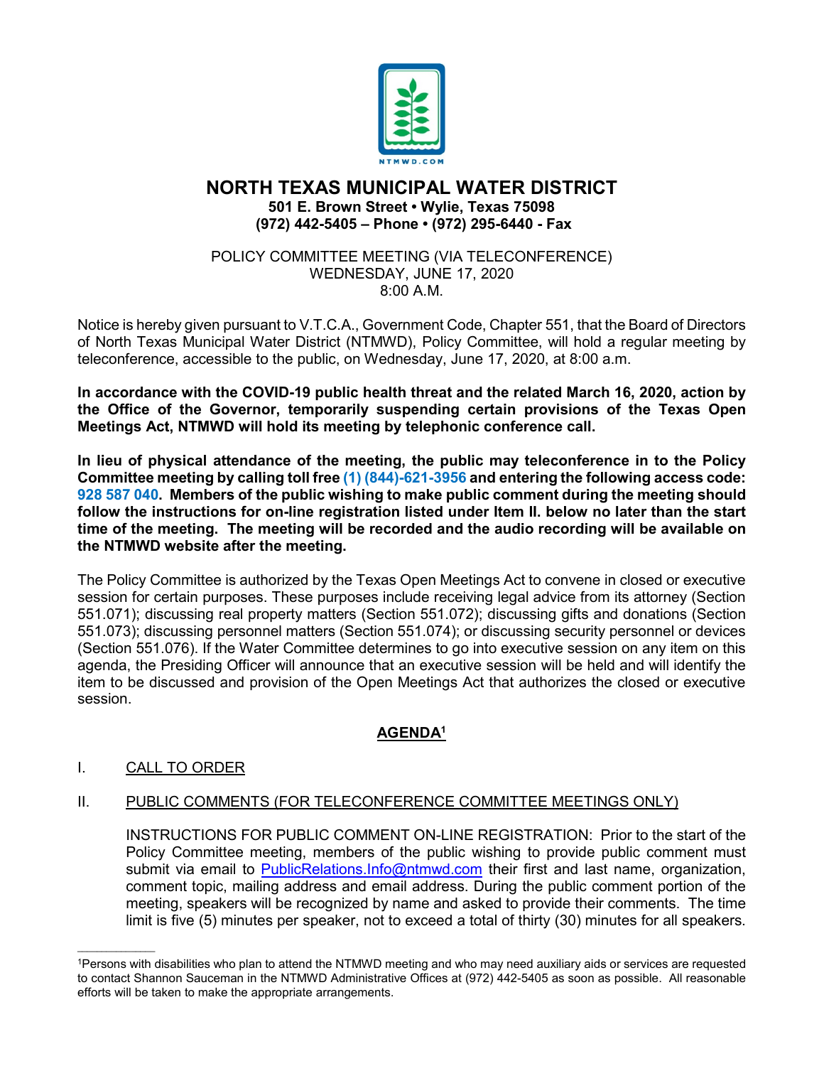# NORTH TEXAS MUNICIPAL WATER DISTRICT

**501 E. Brown Street • Wylie, Texas 75098**
**(972) 442-5405 – Phone • (972) 295-6440 - Fax**

POLICY COMMITTEE MEETING (VIA TELECONFERENCE)
WEDNESDAY, JUNE 17, 2020
8:00 A.M.

Notice is hereby given pursuant to V.T.C.A., Government Code, Chapter 551, that the Board of Directors of North Texas Municipal Water District (NTMWD), Policy Committee, will hold a regular meeting by teleconference, accessible to the public, on Wednesday, June 17, 2020, at 8:00 a.m.

**In accordance with the COVID-19 public health threat and the related March 16, 2020, action by the Office of the Governor, temporarily suspending certain provisions of the Texas Open Meetings Act, NTMWD will hold its meeting by telephonic conference call.**

**In lieu of physical attendance of the meeting, the public may teleconference in to the Policy Committee meeting by calling toll free (1) (844)-621-3956 and entering the following access code: 928 587 040. Members of the public wishing to make public comment during the meeting should follow the instructions for on-line registration listed under Item II. below no later than the start time of the meeting. The meeting will be recorded and the audio recording will be available on the NTMWD website after the meeting.**

The Policy Committee is authorized by the Texas Open Meetings Act to convene in closed or executive session for certain purposes. These purposes include receiving legal advice from its attorney (Section 551.071); discussing real property matters (Section 551.072); discussing gifts and donations (Section 551.073); discussing personnel matters (Section 551.074); or discussing security personnel or devices (Section 551.076). If the Water Committee determines to go into executive session on any item on this agenda, the Presiding Officer will announce that an executive session will be held and will identify the item to be discussed and provision of the Open Meetings Act that authorizes the closed or executive session.

## AGENDA[1]

I. CALL TO ORDER

II. PUBLIC COMMENTS (FOR TELECONFERENCE COMMITTEE MEETINGS ONLY)

INSTRUCTIONS FOR PUBLIC COMMENT ON-LINE REGISTRATION: Prior to the start of the Policy Committee meeting, members of the public wishing to provide public comment must submit via email to PublicRelations.Info@ntmwd.com their first and last name, organization, comment topic, mailing address and email address. During the public comment portion of the meeting, speakers will be recognized by name and asked to provide their comments. The time limit is five (5) minutes per speaker, not to exceed a total of thirty (30) minutes for all speakers.

---

[1] Persons with disabilities who plan to attend the NTMWD meeting and who may need auxiliary aids or services are requested to contact Shannon Sauceman in the NTMWD Administrative Offices at (972) 442-5405 as soon as possible. All reasonable efforts will be taken to make the appropriate arrangements.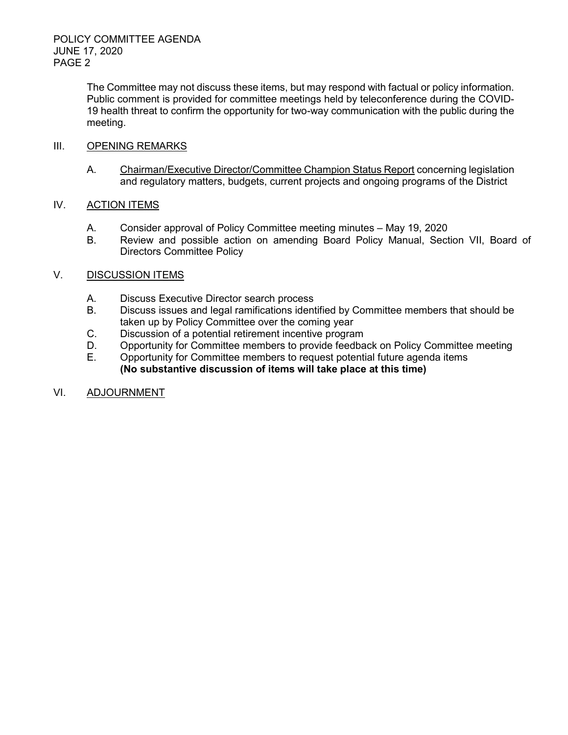The Committee may not discuss these items, but may respond with factual or policy information. Public comment is provided for committee meetings held by teleconference during the COVID-19 health threat to confirm the opportunity for two-way communication with the public during the meeting.

## III. OPENING REMARKS

A. Chairman/Executive Director/Committee Champion Status Report concerning legislation and regulatory matters, budgets, current projects and ongoing programs of the District

## IV. ACTION ITEMS

A. Consider approval of Policy Committee meeting minutes – May 19, 2020
B. Review and possible action on amending Board Policy Manual, Section VII, Board of Directors Committee Policy

## V. DISCUSSION ITEMS

A. Discuss Executive Director search process
B. Discuss issues and legal ramifications identified by Committee members that should be taken up by Policy Committee over the coming year
C. Discussion of a potential retirement incentive program
D. Opportunity for Committee members to provide feedback on Policy Committee meeting
E. Opportunity for Committee members to request potential future agenda items
**(No substantive discussion of items will take place at this time)**

## VI. ADJOURNMENT